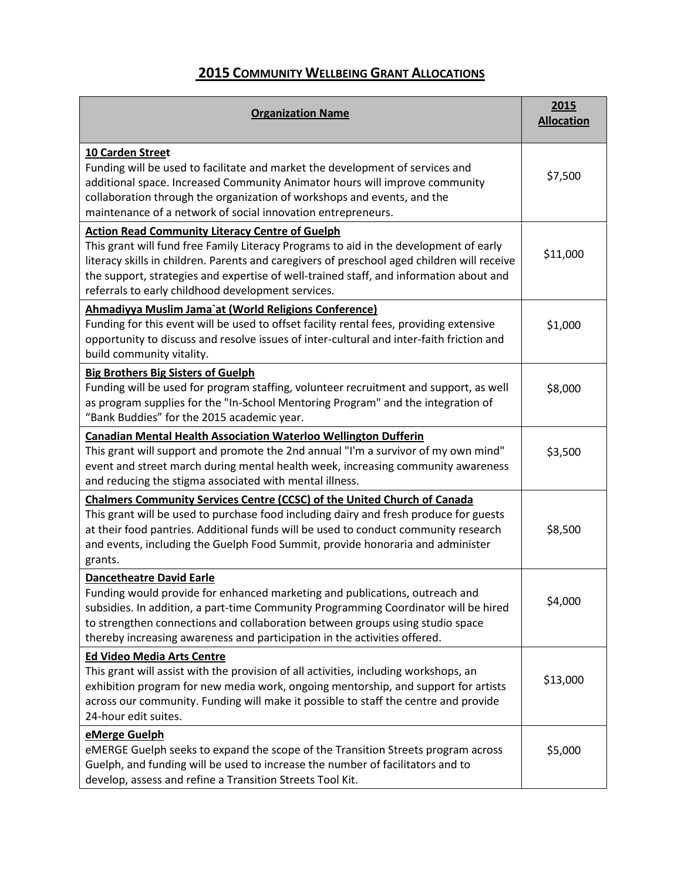# 2015 Community Wellbeing Grant Allocations

| Organization Name | 2015 Allocation |
| --- | --- |
| **10 Carden Street**<br>Funding will be used to facilitate and market the development of services and additional space. Increased Community Animator hours will improve community collaboration through the organization of workshops and events, and the maintenance of a network of social innovation entrepreneurs. | $7,500 |
| **Action Read Community Literacy Centre of Guelph**<br>This grant will fund free Family Literacy Programs to aid in the development of early literacy skills in children. Parents and caregivers of preschool aged children will receive the support, strategies and expertise of well-trained staff, and information about and referrals to early childhood development services. | $11,000 |
| **Ahmadiyya Muslim Jama`at (World Religions Conference)**<br>Funding for this event will be used to offset facility rental fees, providing extensive opportunity to discuss and resolve issues of inter-cultural and inter-faith friction and build community vitality. | $1,000 |
| **Big Brothers Big Sisters of Guelph**<br>Funding will be used for program staffing, volunteer recruitment and support, as well as program supplies for the "In-School Mentoring Program" and the integration of "Bank Buddies" for the 2015 academic year. | $8,000 |
| **Canadian Mental Health Association Waterloo Wellington Dufferin**<br>This grant will support and promote the 2nd annual "I'm a survivor of my own mind" event and street march during mental health week, increasing community awareness and reducing the stigma associated with mental illness. | $3,500 |
| **Chalmers Community Services Centre (CCSC) of the United Church of Canada**<br>This grant will be used to purchase food including dairy and fresh produce for guests at their food pantries. Additional funds will be used to conduct community research and events, including the Guelph Food Summit, provide honoraria and administer grants. | $8,500 |
| **Dancetheatre David Earle**<br>Funding would provide for enhanced marketing and publications, outreach and subsidies. In addition, a part-time Community Programming Coordinator will be hired to strengthen connections and collaboration between groups using studio space thereby increasing awareness and participation in the activities offered. | $4,000 |
| **Ed Video Media Arts Centre**<br>This grant will assist with the provision of all activities, including workshops, an exhibition program for new media work, ongoing mentorship, and support for artists across our community. Funding will make it possible to staff the centre and provide 24-hour edit suites. | $13,000 |
| **eMerge Guelph**<br>eMERGE Guelph seeks to expand the scope of the Transition Streets program across Guelph, and funding will be used to increase the number of facilitators and to develop, assess and refine a Transition Streets Tool Kit. | $5,000 |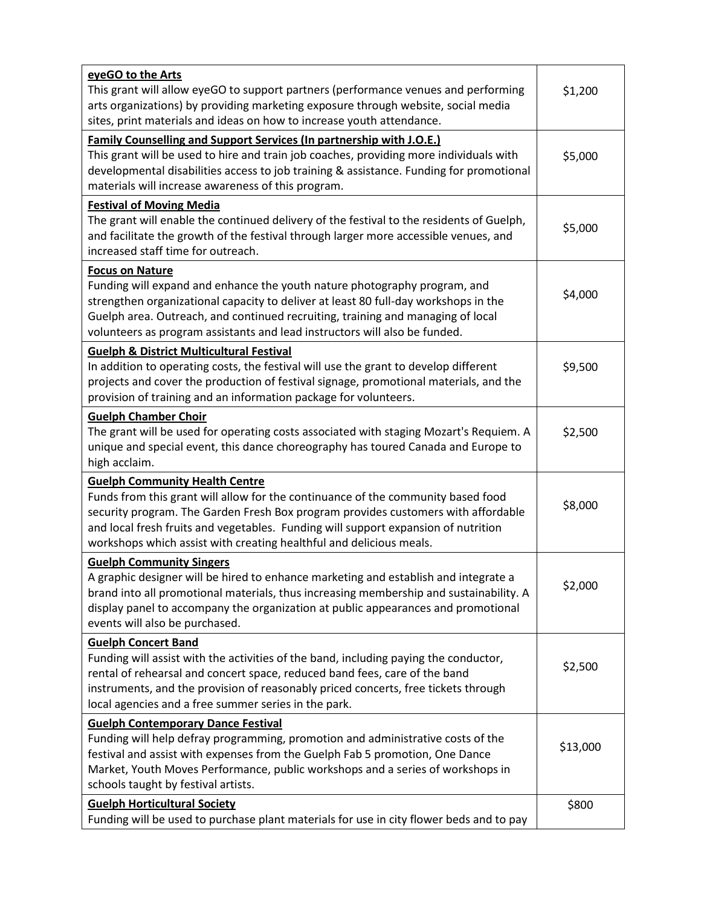| | |
|---|---|
| **eyeGO to the Arts**<br>This grant will allow eyeGO to support partners (performance venues and performing arts organizations) by providing marketing exposure through website, social media sites, print materials and ideas on how to increase youth attendance. | $1,200 |
| **Family Counselling and Support Services (In partnership with J.O.E.)**<br>This grant will be used to hire and train job coaches, providing more individuals with developmental disabilities access to job training & assistance. Funding for promotional materials will increase awareness of this program. | $5,000 |
| **Festival of Moving Media**<br>The grant will enable the continued delivery of the festival to the residents of Guelph, and facilitate the growth of the festival through larger more accessible venues, and increased staff time for outreach. | $5,000 |
| **Focus on Nature**<br>Funding will expand and enhance the youth nature photography program, and strengthen organizational capacity to deliver at least 80 full-day workshops in the Guelph area. Outreach, and continued recruiting, training and managing of local volunteers as program assistants and lead instructors will also be funded. | $4,000 |
| **Guelph & District Multicultural Festival**<br>In addition to operating costs, the festival will use the grant to develop different projects and cover the production of festival signage, promotional materials, and the provision of training and an information package for volunteers. | $9,500 |
| **Guelph Chamber Choir**<br>The grant will be used for operating costs associated with staging Mozart's Requiem. A unique and special event, this dance choreography has toured Canada and Europe to high acclaim. | $2,500 |
| **Guelph Community Health Centre**<br>Funds from this grant will allow for the continuance of the community based food security program. The Garden Fresh Box program provides customers with affordable and local fresh fruits and vegetables. Funding will support expansion of nutrition workshops which assist with creating healthful and delicious meals. | $8,000 |
| **Guelph Community Singers**<br>A graphic designer will be hired to enhance marketing and establish and integrate a brand into all promotional materials, thus increasing membership and sustainability. A display panel to accompany the organization at public appearances and promotional events will also be purchased. | $2,000 |
| **Guelph Concert Band**<br>Funding will assist with the activities of the band, including paying the conductor, rental of rehearsal and concert space, reduced band fees, care of the band instruments, and the provision of reasonably priced concerts, free tickets through local agencies and a free summer series in the park. | $2,500 |
| **Guelph Contemporary Dance Festival**<br>Funding will help defray programming, promotion and administrative costs of the festival and assist with expenses from the Guelph Fab 5 promotion, One Dance Market, Youth Moves Performance, public workshops and a series of workshops in schools taught by festival artists. | $13,000 |
| **Guelph Horticultural Society**<br>Funding will be used to purchase plant materials for use in city flower beds and to pay | $800 |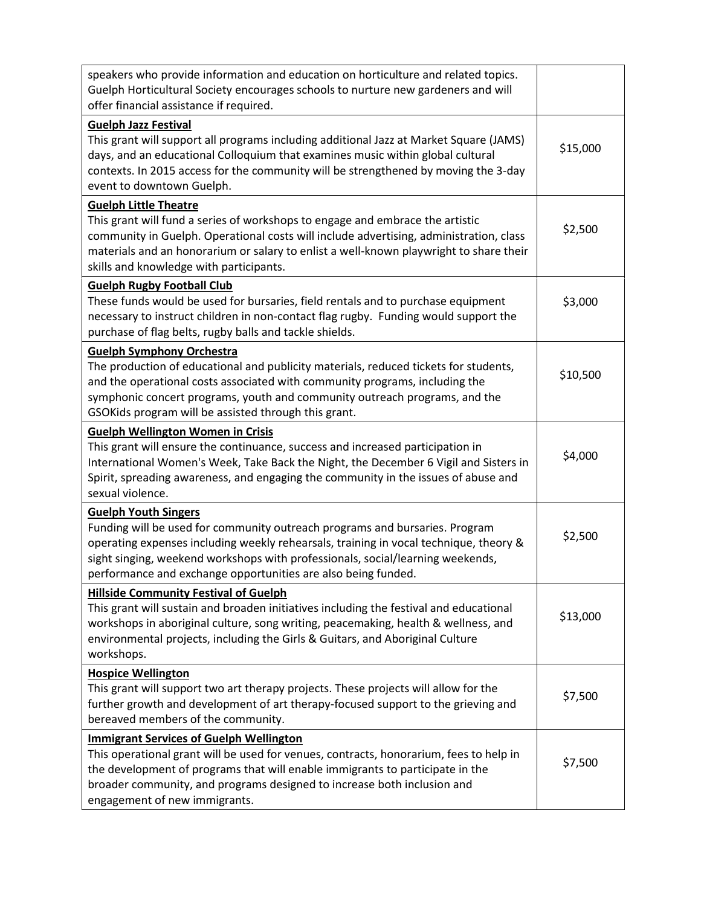| | |
|---|---|
| speakers who provide information and education on horticulture and related topics. Guelph Horticultural Society encourages schools to nurture new gardeners and will offer financial assistance if required. | |
| **Guelph Jazz Festival**<br>This grant will support all programs including additional Jazz at Market Square (JAMS) days, and an educational Colloquium that examines music within global cultural contexts. In 2015 access for the community will be strengthened by moving the 3-day event to downtown Guelph. | $15,000 |
| **Guelph Little Theatre**<br>This grant will fund a series of workshops to engage and embrace the artistic community in Guelph. Operational costs will include advertising, administration, class materials and an honorarium or salary to enlist a well-known playwright to share their skills and knowledge with participants. | $2,500 |
| **Guelph Rugby Football Club**<br>These funds would be used for bursaries, field rentals and to purchase equipment necessary to instruct children in non-contact flag rugby. Funding would support the purchase of flag belts, rugby balls and tackle shields. | $3,000 |
| **Guelph Symphony Orchestra**<br>The production of educational and publicity materials, reduced tickets for students, and the operational costs associated with community programs, including the symphonic concert programs, youth and community outreach programs, and the GSOKids program will be assisted through this grant. | $10,500 |
| **Guelph Wellington Women in Crisis**<br>This grant will ensure the continuance, success and increased participation in International Women's Week, Take Back the Night, the December 6 Vigil and Sisters in Spirit, spreading awareness, and engaging the community in the issues of abuse and sexual violence. | $4,000 |
| **Guelph Youth Singers**<br>Funding will be used for community outreach programs and bursaries. Program operating expenses including weekly rehearsals, training in vocal technique, theory & sight singing, weekend workshops with professionals, social/learning weekends, performance and exchange opportunities are also being funded. | $2,500 |
| **Hillside Community Festival of Guelph**<br>This grant will sustain and broaden initiatives including the festival and educational workshops in aboriginal culture, song writing, peacemaking, health & wellness, and environmental projects, including the Girls & Guitars, and Aboriginal Culture workshops. | $13,000 |
| **Hospice Wellington**<br>This grant will support two art therapy projects. These projects will allow for the further growth and development of art therapy-focused support to the grieving and bereaved members of the community. | $7,500 |
| **Immigrant Services of Guelph Wellington**<br>This operational grant will be used for venues, contracts, honorarium, fees to help in the development of programs that will enable immigrants to participate in the broader community, and programs designed to increase both inclusion and engagement of new immigrants. | $7,500 |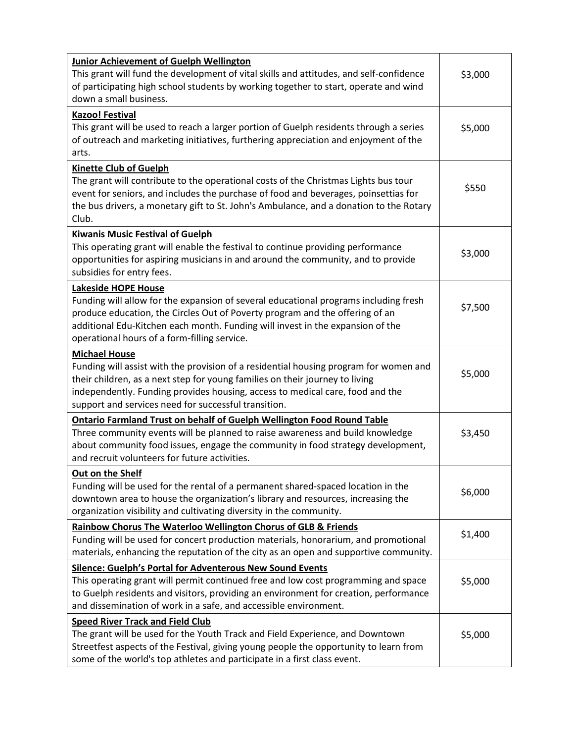| | |
|---|---|
| **Junior Achievement of Guelph Wellington**<br>This grant will fund the development of vital skills and attitudes, and self-confidence of participating high school students by working together to start, operate and wind down a small business. | $3,000 |
| **Kazoo! Festival**<br>This grant will be used to reach a larger portion of Guelph residents through a series of outreach and marketing initiatives, furthering appreciation and enjoyment of the arts. | $5,000 |
| **Kinette Club of Guelph**<br>The grant will contribute to the operational costs of the Christmas Lights bus tour event for seniors, and includes the purchase of food and beverages, poinsettias for the bus drivers, a monetary gift to St. John's Ambulance, and a donation to the Rotary Club. | $550 |
| **Kiwanis Music Festival of Guelph**<br>This operating grant will enable the festival to continue providing performance opportunities for aspiring musicians in and around the community, and to provide subsidies for entry fees. | $3,000 |
| **Lakeside HOPE House**<br>Funding will allow for the expansion of several educational programs including fresh produce education, the Circles Out of Poverty program and the offering of an additional Edu-Kitchen each month. Funding will invest in the expansion of the operational hours of a form-filling service. | $7,500 |
| **Michael House**<br>Funding will assist with the provision of a residential housing program for women and their children, as a next step for young families on their journey to living independently. Funding provides housing, access to medical care, food and the support and services need for successful transition. | $5,000 |
| **Ontario Farmland Trust on behalf of Guelph Wellington Food Round Table**<br>Three community events will be planned to raise awareness and build knowledge about community food issues, engage the community in food strategy development, and recruit volunteers for future activities. | $3,450 |
| **Out on the Shelf**<br>Funding will be used for the rental of a permanent shared-spaced location in the downtown area to house the organization's library and resources, increasing the organization visibility and cultivating diversity in the community. | $6,000 |
| **Rainbow Chorus The Waterloo Wellington Chorus of GLB & Friends**<br>Funding will be used for concert production materials, honorarium, and promotional materials, enhancing the reputation of the city as an open and supportive community. | $1,400 |
| **Silence: Guelph's Portal for Adventerous New Sound Events**<br>This operating grant will permit continued free and low cost programming and space to Guelph residents and visitors, providing an environment for creation, performance and dissemination of work in a safe, and accessible environment. | $5,000 |
| **Speed River Track and Field Club**<br>The grant will be used for the Youth Track and Field Experience, and Downtown Streetfest aspects of the Festival, giving young people the opportunity to learn from some of the world's top athletes and participate in a first class event. | $5,000 |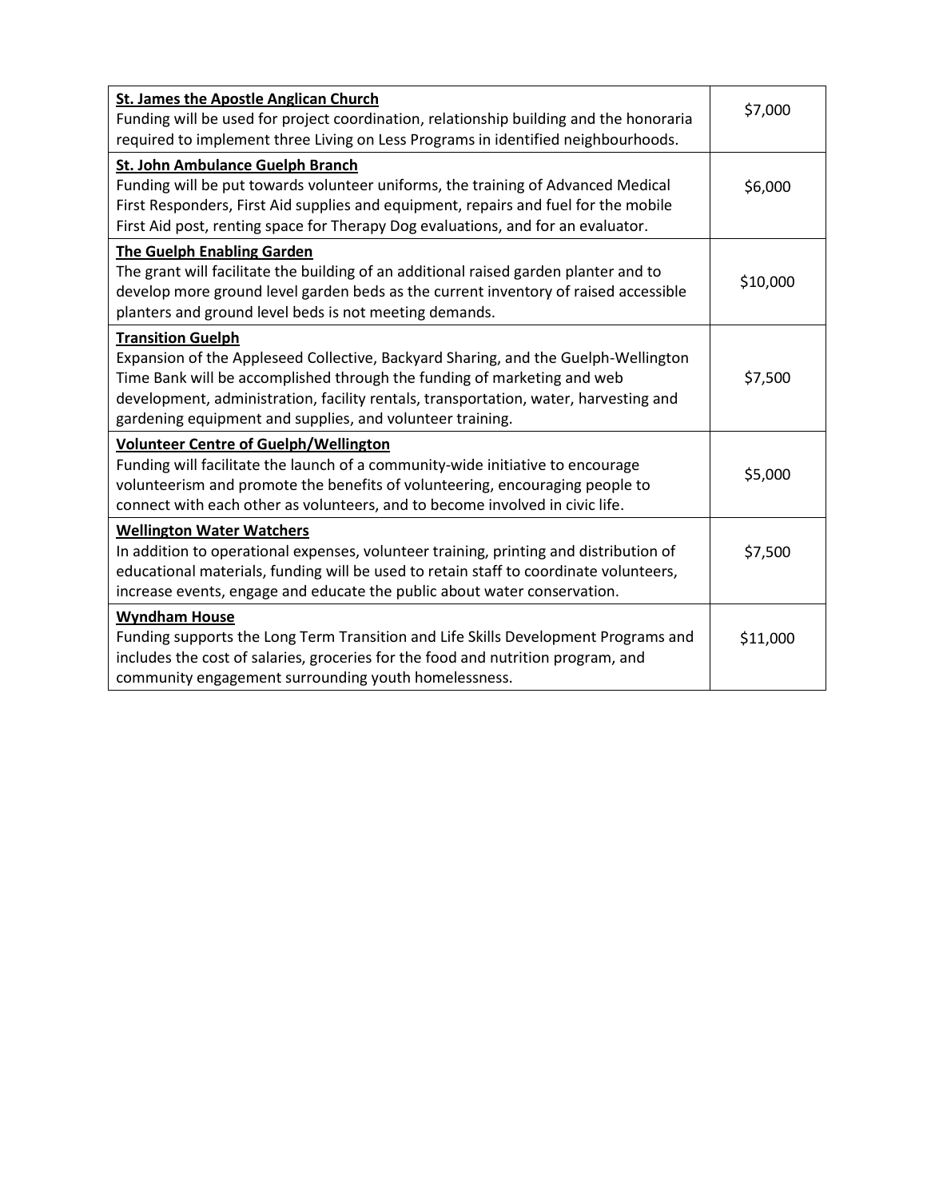| | |
|---|---|
| **St. James the Apostle Anglican Church**<br>Funding will be used for project coordination, relationship building and the honoraria required to implement three Living on Less Programs in identified neighbourhoods. | $7,000 |
| **St. John Ambulance Guelph Branch**<br>Funding will be put towards volunteer uniforms, the training of Advanced Medical First Responders, First Aid supplies and equipment, repairs and fuel for the mobile First Aid post, renting space for Therapy Dog evaluations, and for an evaluator. | $6,000 |
| **The Guelph Enabling Garden**<br>The grant will facilitate the building of an additional raised garden planter and to develop more ground level garden beds as the current inventory of raised accessible planters and ground level beds is not meeting demands. | $10,000 |
| **Transition Guelph**<br>Expansion of the Appleseed Collective, Backyard Sharing, and the Guelph-Wellington Time Bank will be accomplished through the funding of marketing and web development, administration, facility rentals, transportation, water, harvesting and gardening equipment and supplies, and volunteer training. | $7,500 |
| **Volunteer Centre of Guelph/Wellington**<br>Funding will facilitate the launch of a community-wide initiative to encourage volunteerism and promote the benefits of volunteering, encouraging people to connect with each other as volunteers, and to become involved in civic life. | $5,000 |
| **Wellington Water Watchers**<br>In addition to operational expenses, volunteer training, printing and distribution of educational materials, funding will be used to retain staff to coordinate volunteers, increase events, engage and educate the public about water conservation. | $7,500 |
| **Wyndham House**<br>Funding supports the Long Term Transition and Life Skills Development Programs and includes the cost of salaries, groceries for the food and nutrition program, and community engagement surrounding youth homelessness. | $11,000 |